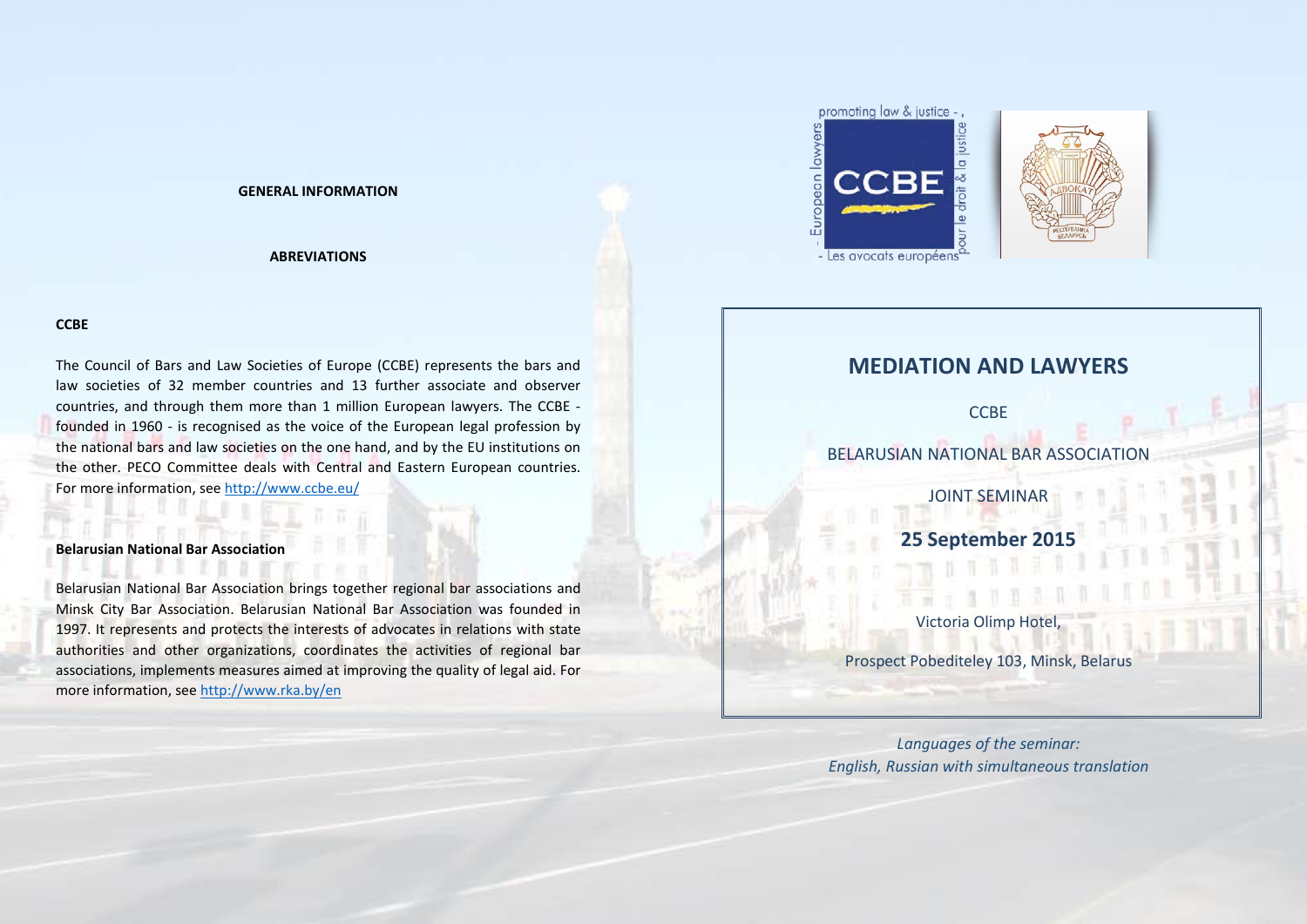## GENERAL INFORMATION

### ABREVIATIONS

**CCBE**

The Council of Bars and Law Societies of Europe (CCBE) represents the bars and law societies of 32 member countries and 13 further associate and observer countries, and through them more than 1 million European lawyers. The CCBE - founded in 1960 - is recognised as the voice of the European legal profession by the national bars and law societies on the one hand, and by the EU institutions on the other. PECO Committee deals with Central and Eastern European countries. For more information, see http://www.ccbe.eu/

**Belarusian National Bar Association**

Belarusian National Bar Association brings together regional bar associations and Minsk City Bar Association. Belarusian National Bar Association was founded in 1997. It represents and protects the interests of advocates in relations with state authorities and other organizations, coordinates the activities of regional bar associations, implements measures aimed at improving the quality of legal aid. For more information, see http://www.rka.by/en

# MEDIATION AND LAWYERS

CCBE

BELARUSIAN NATIONAL BAR ASSOCIATION

JOINT SEMINAR

**25 September 2015**

Victoria Olimp Hotel,

Prospect Pobediteley 103, Minsk, Belarus

*Languages of the seminar:*
*English, Russian with simultaneous translation*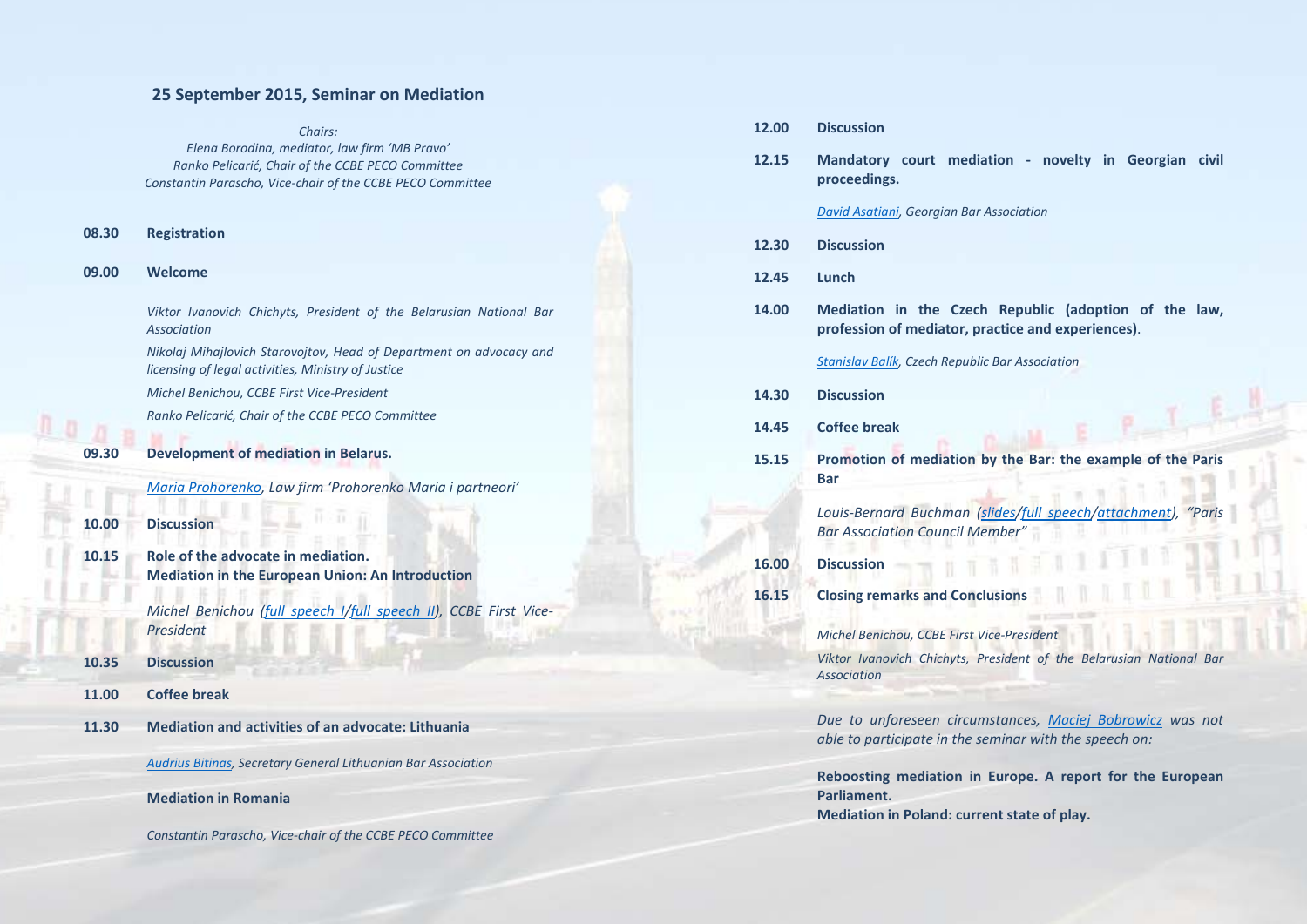## 25 September 2015, Seminar on Mediation

*Chairs:*
*Elena Borodina, mediator, law firm 'MB Pravo'*
*Ranko Pelicarić, Chair of the CCBE PECO Committee*
*Constantin Parascho, Vice-chair of the CCBE PECO Committee*

**08.30 Registration**

**09.00 Welcome**

*Viktor Ivanovich Chichyts, President of the Belarusian National Bar Association*

*Nikolaj Mihajlovich Starovojtov, Head of Department on advocacy and licensing of legal activities, Ministry of Justice*

*Michel Benichou, CCBE First Vice-President*

*Ranko Pelicarić, Chair of the CCBE PECO Committee*

**09.30 Development of mediation in Belarus.**

*Maria Prohorenko, Law firm 'Prohorenko Maria i partneori'*

**10.00 Discussion**

**10.15 Role of the advocate in mediation.**
**Mediation in the European Union: An Introduction**

*Michel Benichou (full speech I/full speech II), CCBE First Vice-President*

**10.35 Discussion**

**11.00 Coffee break**

**11.30 Mediation and activities of an advocate: Lithuania**

*Audrius Bitinas, Secretary General Lithuanian Bar Association*

**Mediation in Romania**

*Constantin Parascho, Vice-chair of the CCBE PECO Committee*

**12.00 Discussion**

**12.15 Mandatory court mediation - novelty in Georgian civil proceedings.**

*David Asatiani, Georgian Bar Association*

**12.30 Discussion**

**12.45 Lunch**

**14.00 Mediation in the Czech Republic (adoption of the law, profession of mediator, practice and experiences).**

*Stanislav Balík, Czech Republic Bar Association*

**14.30 Discussion**

**14.45 Coffee break**

**15.15 Promotion of mediation by the Bar: the example of the Paris Bar**

*Louis-Bernard Buchman (slides/full speech/attachment), "Paris Bar Association Council Member"*

**16.00 Discussion**

**16.15 Closing remarks and Conclusions**

*Michel Benichou, CCBE First Vice-President*

*Viktor Ivanovich Chichyts, President of the Belarusian National Bar Association*

*Due to unforeseen circumstances, Maciej Bobrowicz was not able to participate in the seminar with the speech on:*

**Reboosting mediation in Europe. A report for the European Parliament.**
**Mediation in Poland: current state of play.**